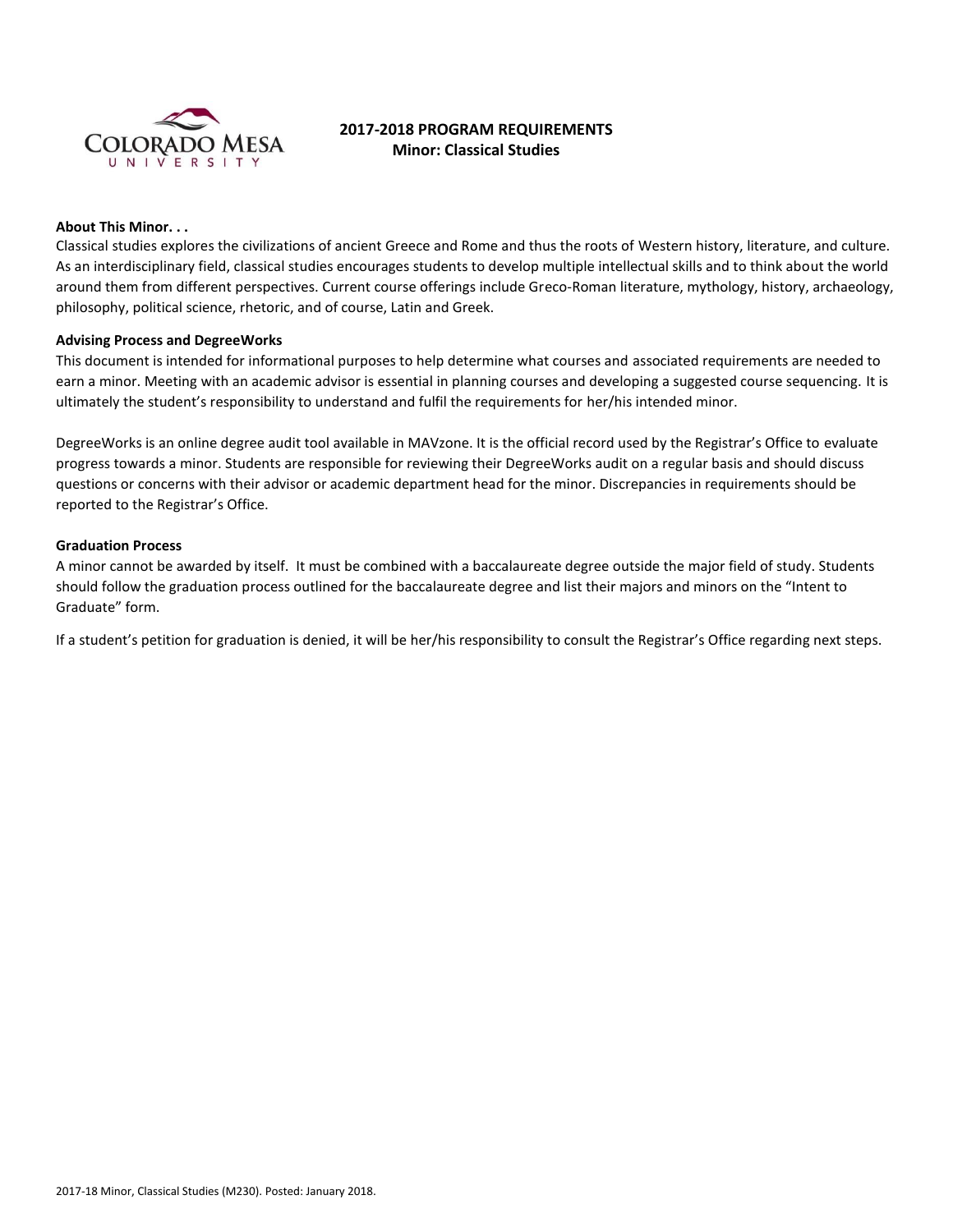# 2017-2018 PROGRAM REQUIREMENTS
## Minor: Classical Studies

**About This Minor. . .**

Classical studies explores the civilizations of ancient Greece and Rome and thus the roots of Western history, literature, and culture. As an interdisciplinary field, classical studies encourages students to develop multiple intellectual skills and to think about the world around them from different perspectives. Current course offerings include Greco-Roman literature, mythology, history, archaeology, philosophy, political science, rhetoric, and of course, Latin and Greek.

**Advising Process and DegreeWorks**

This document is intended for informational purposes to help determine what courses and associated requirements are needed to earn a minor. Meeting with an academic advisor is essential in planning courses and developing a suggested course sequencing. It is ultimately the student's responsibility to understand and fulfil the requirements for her/his intended minor.

DegreeWorks is an online degree audit tool available in MAVzone. It is the official record used by the Registrar's Office to evaluate progress towards a minor. Students are responsible for reviewing their DegreeWorks audit on a regular basis and should discuss questions or concerns with their advisor or academic department head for the minor. Discrepancies in requirements should be reported to the Registrar's Office.

**Graduation Process**

A minor cannot be awarded by itself. It must be combined with a baccalaureate degree outside the major field of study. Students should follow the graduation process outlined for the baccalaureate degree and list their majors and minors on the "Intent to Graduate" form.

If a student's petition for graduation is denied, it will be her/his responsibility to consult the Registrar's Office regarding next steps.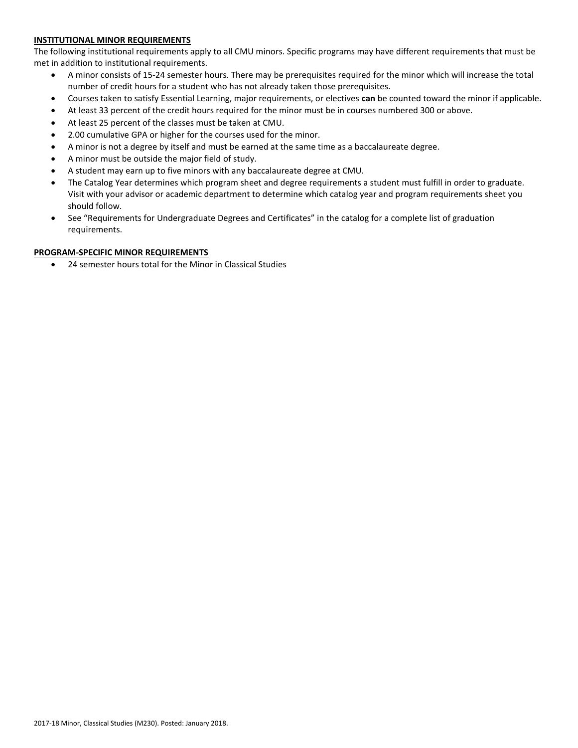**INSTITUTIONAL MINOR REQUIREMENTS**

The following institutional requirements apply to all CMU minors. Specific programs may have different requirements that must be met in addition to institutional requirements.

- A minor consists of 15-24 semester hours. There may be prerequisites required for the minor which will increase the total number of credit hours for a student who has not already taken those prerequisites.
- Courses taken to satisfy Essential Learning, major requirements, or electives **can** be counted toward the minor if applicable.
- At least 33 percent of the credit hours required for the minor must be in courses numbered 300 or above.
- At least 25 percent of the classes must be taken at CMU.
- 2.00 cumulative GPA or higher for the courses used for the minor.
- A minor is not a degree by itself and must be earned at the same time as a baccalaureate degree.
- A minor must be outside the major field of study.
- A student may earn up to five minors with any baccalaureate degree at CMU.
- The Catalog Year determines which program sheet and degree requirements a student must fulfill in order to graduate. Visit with your advisor or academic department to determine which catalog year and program requirements sheet you should follow.
- See "Requirements for Undergraduate Degrees and Certificates" in the catalog for a complete list of graduation requirements.

**PROGRAM-SPECIFIC MINOR REQUIREMENTS**

- 24 semester hours total for the Minor in Classical Studies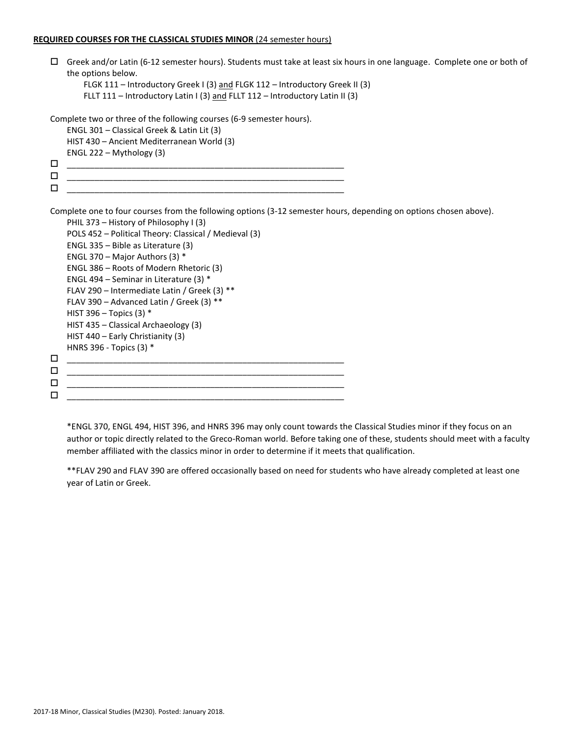**REQUIRED COURSES FOR THE CLASSICAL STUDIES MINOR** (24 semester hours)

- ☐ Greek and/or Latin (6-12 semester hours). Students must take at least six hours in one language. Complete one or both of the options below.
  - FLGK 111 – Introductory Greek I (3) and FLGK 112 – Introductory Greek II (3)
  - FLLT 111 – Introductory Latin I (3) and FLLT 112 – Introductory Latin II (3)

Complete two or three of the following courses (6-9 semester hours).

- ENGL 301 – Classical Greek & Latin Lit (3)
- HIST 430 – Ancient Mediterranean World (3)
- ENGL 222 – Mythology (3)

☐ ______________________________________________
☐ ______________________________________________
☐ ______________________________________________

Complete one to four courses from the following options (3-12 semester hours, depending on options chosen above).

- PHIL 373 – History of Philosophy I (3)
- POLS 452 – Political Theory: Classical / Medieval (3)
- ENGL 335 – Bible as Literature (3)
- ENGL 370 – Major Authors (3) *
- ENGL 386 – Roots of Modern Rhetoric (3)
- ENGL 494 – Seminar in Literature (3) *
- FLAV 290 – Intermediate Latin / Greek (3) **
- FLAV 390 – Advanced Latin / Greek (3) **
- HIST 396 – Topics (3) *
- HIST 435 – Classical Archaeology (3)
- HIST 440 – Early Christianity (3)
- HNRS 396 - Topics (3) *

☐ ______________________________________________
☐ ______________________________________________
☐ ______________________________________________
☐ ______________________________________________

*ENGL 370, ENGL 494, HIST 396, and HNRS 396 may only count towards the Classical Studies minor if they focus on an author or topic directly related to the Greco-Roman world. Before taking one of these, students should meet with a faculty member affiliated with the classics minor in order to determine if it meets that qualification.

**FLAV 290 and FLAV 390 are offered occasionally based on need for students who have already completed at least one year of Latin or Greek.